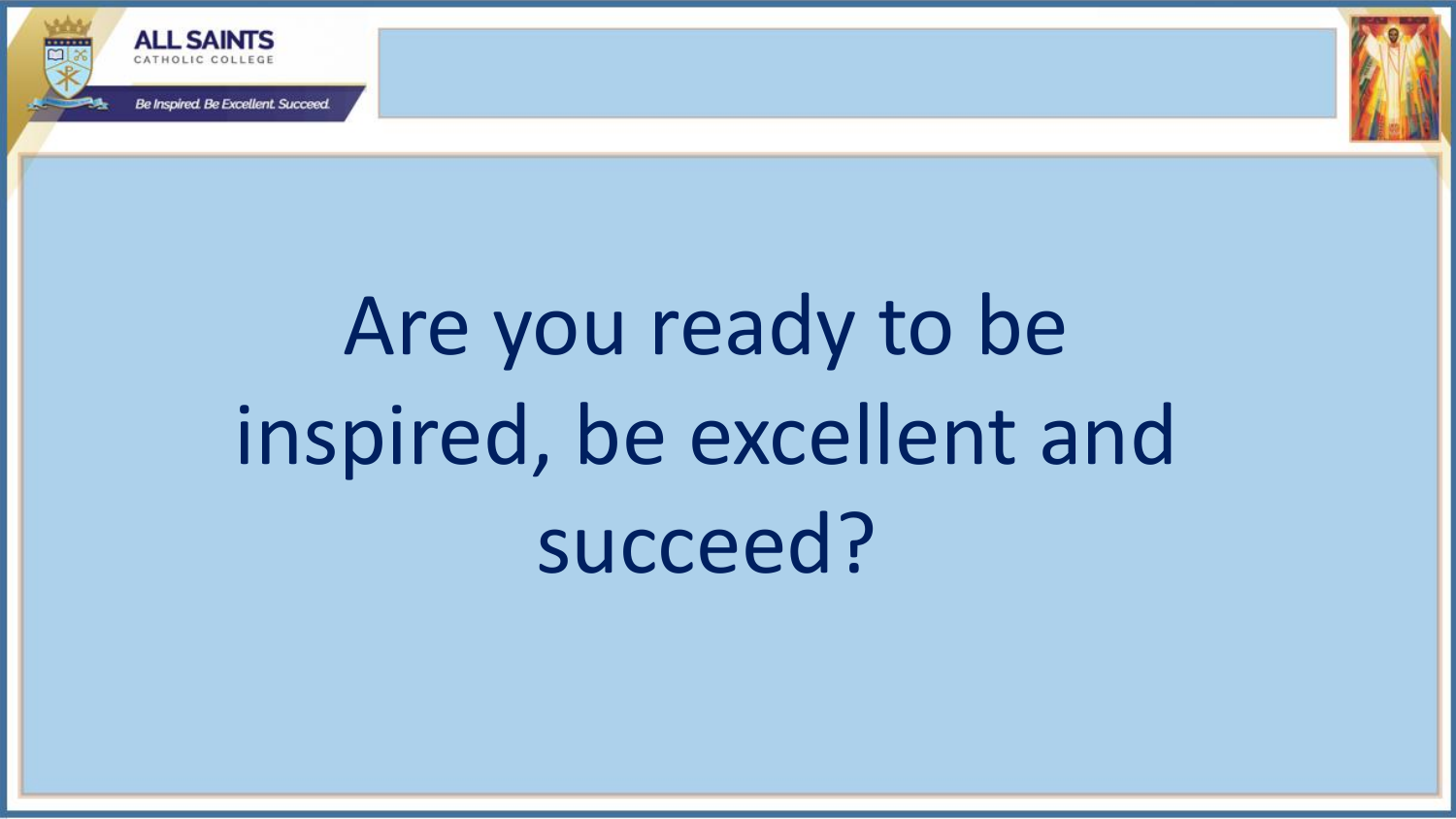ALL SAINTS
CATHOLIC COLLEGE

*Be Inspired. Be Excellent. Succeed.*

# Are you ready to be inspired, be excellent and succeed?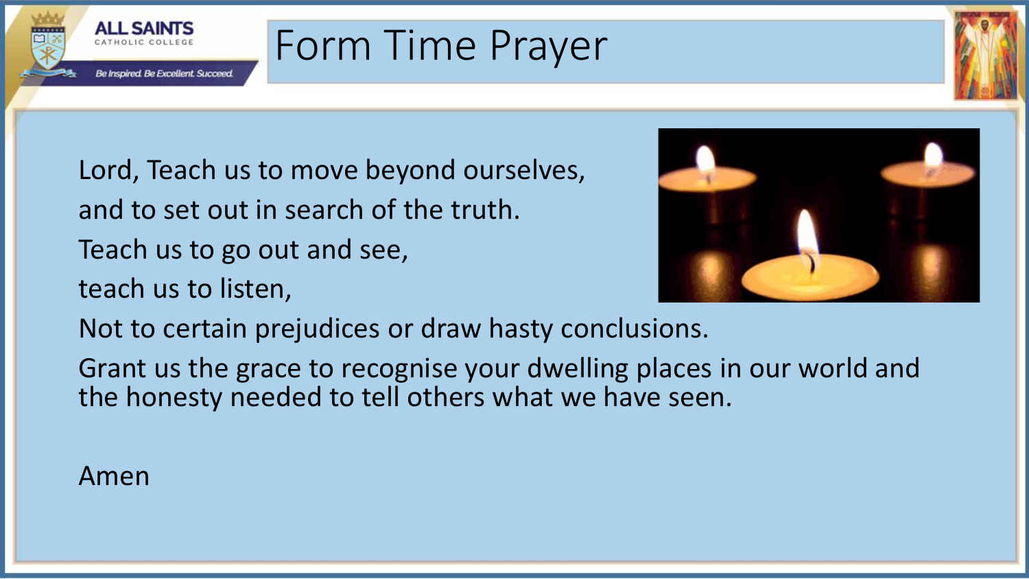# Form Time Prayer

Lord, Teach us to move beyond ourselves,

and to set out in search of the truth.

Teach us to go out and see,

teach us to listen,

Not to certain prejudices or draw hasty conclusions.

Grant us the grace to recognise your dwelling places in our world and the honesty needed to tell others what we have seen.

Amen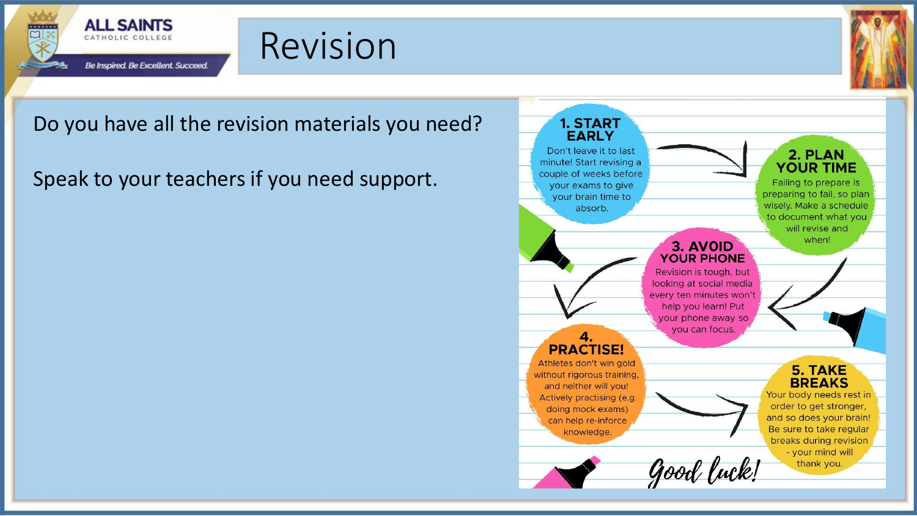# Revision

Do you have all the revision materials you need?

Speak to your teachers if you need support.

**1. START EARLY**

Don't leave it to last minute! Start revising a couple of weeks before your exams to give your brain time to absorb.

**2. PLAN YOUR TIME**

Failing to prepare is preparing to fail, so plan wisely. Make a schedule to document what you will revise and when!

**3. AVOID YOUR PHONE**

Revision is tough, but looking at social media every ten minutes won't help you learn! Put your phone away so you can focus.

**4. PRACTISE!**

Athletes don't win gold without rigorous training, and neither will you! Actively practising (e.g. doing mock exams) can help re-inforce knowledge.

**5. TAKE BREAKS**

Your body needs rest in order to get stronger, and so does your brain! Be sure to take regular breaks during revision - your mind will thank you.

*Good luck!*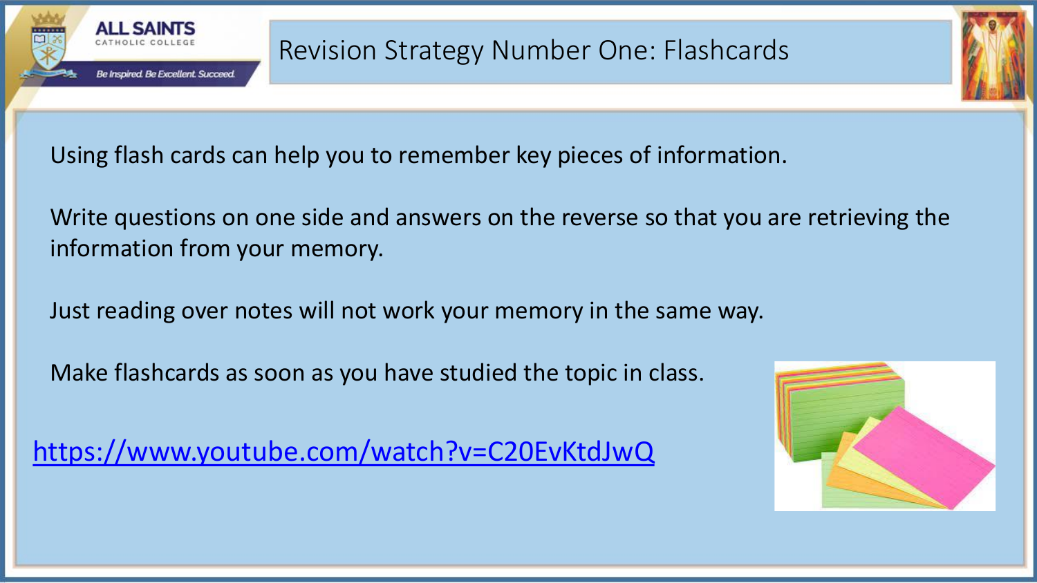# Revision Strategy Number One: Flashcards

Using flash cards can help you to remember key pieces of information.

Write questions on one side and answers on the reverse so that you are retrieving the information from your memory.

Just reading over notes will not work your memory in the same way.

Make flashcards as soon as you have studied the topic in class.

https://www.youtube.com/watch?v=C20EvKtdJwQ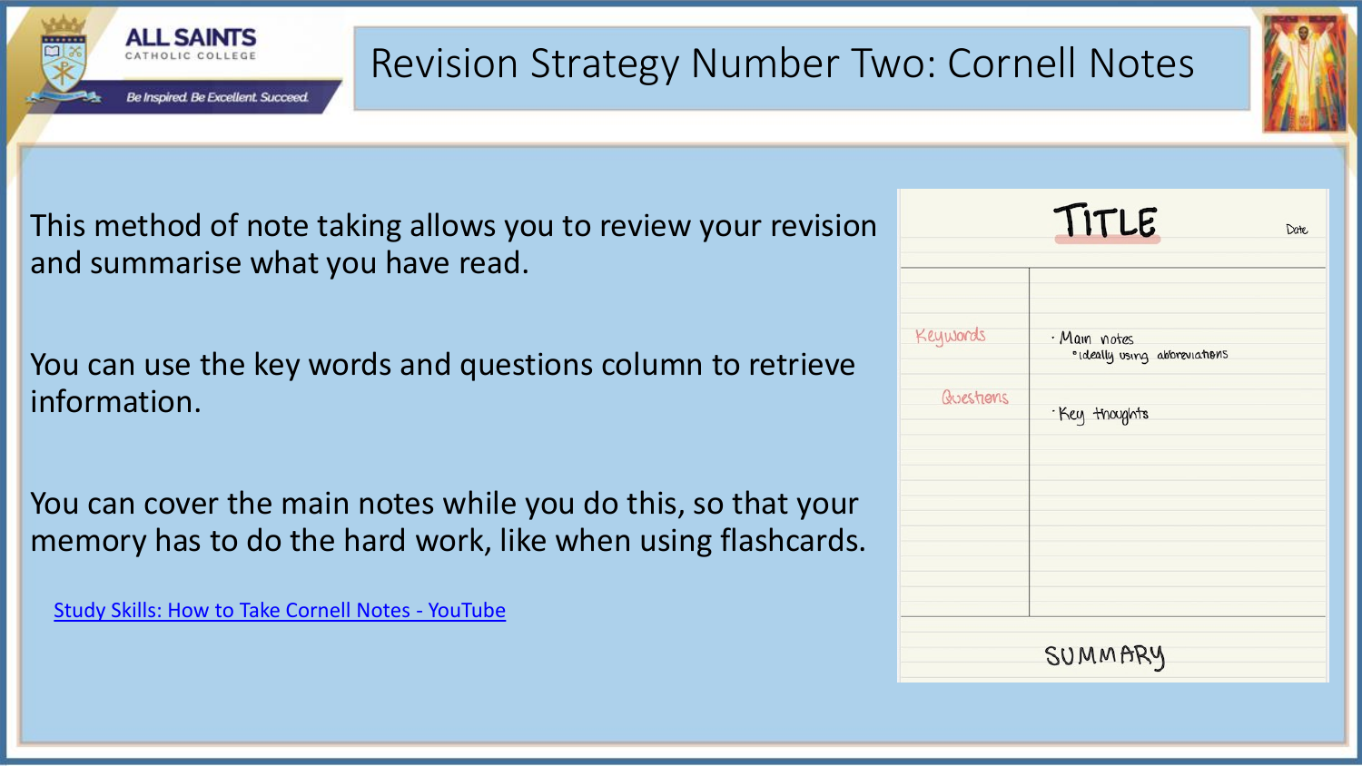# Revision Strategy Number Two: Cornell Notes

This method of note taking allows you to review your revision and summarise what you have read.

You can use the key words and questions column to retrieve information.

You can cover the main notes while you do this, so that your memory has to do the hard work, like when using flashcards.

[Study Skills: How to Take Cornell Notes - YouTube]

TITLE

Date

Keywords

Questions

- Main notes
  - ideally using abbreviations
- Key thoughts

SUMMARY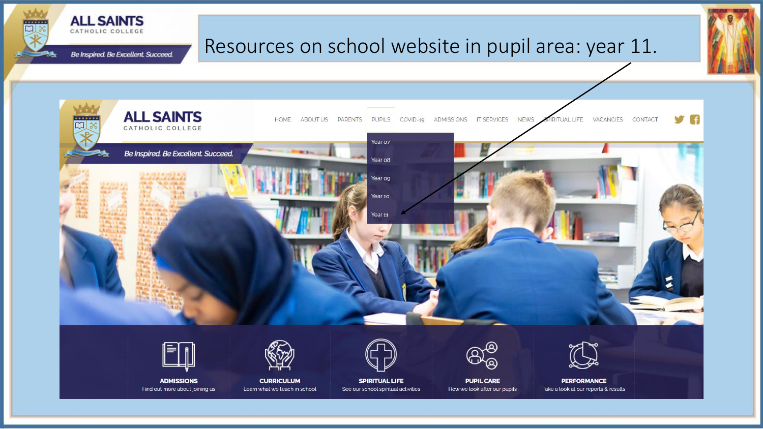Resources on school website in pupil area: year 11.

ALL SAINTS
CATHOLIC COLLEGE

Be Inspired. Be Excellent. Succeed.

HOME ABOUT US PARENTS PUPILS COVID-19 ADMISSIONS IT SERVICES NEWS SPIRITUAL LIFE VACANCIES CONTACT

- Year 07
- Year 08
- Year 09
- Year 10
- Year 11

**ADMISSIONS**
Find out more about joining us

**CURRICULUM**
Learn what we teach in school

**SPIRITUAL LIFE**
See our school spiritual activities

**PUPIL CARE**
How we look after our pupils

**PERFORMANCE**
Take a look at our reports & results